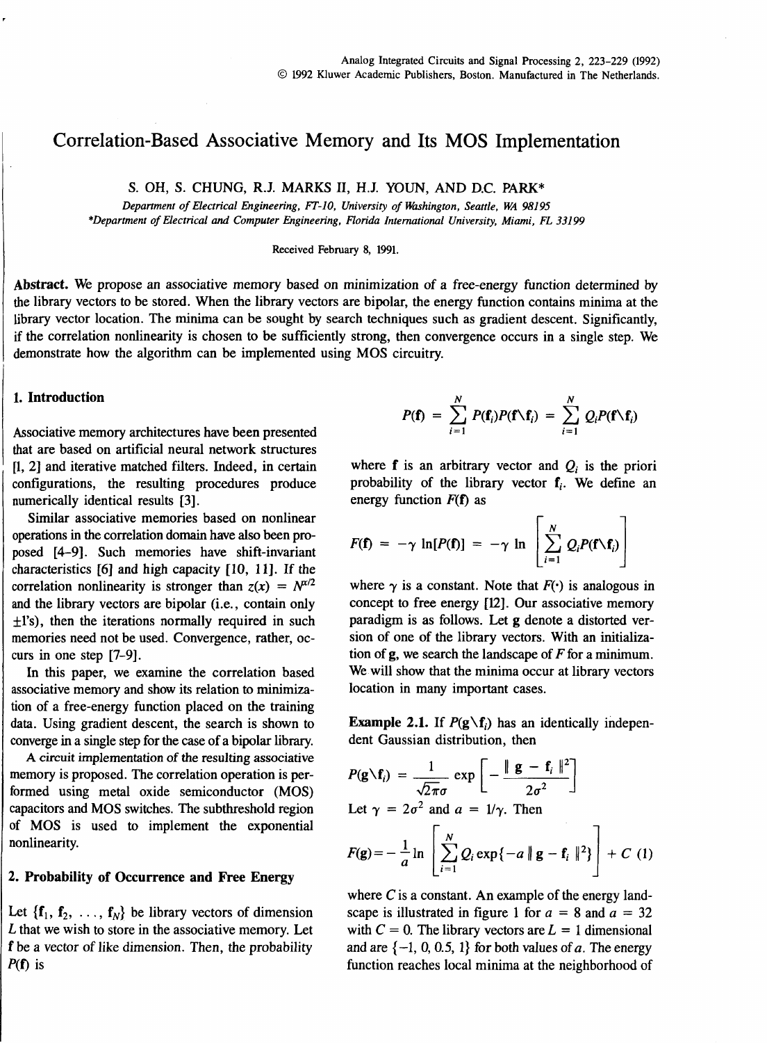# Correlation-Based Associative Memory and Its MOS Implementation

S. OH, S. CHUNG, R.J. MARKS II, H.J. YOUN, AND D.C. PARK*

*Department of Electrical Engineering, FT-10, University of Washington, Seattle, WA 98195*
*\*Department of Electrical and Computer Engineering, Florida International University, Miami, FL 33199*

Received February 8, 1991.

**Abstract.** We propose an associative memory based on minimization of a free-energy function determined by the library vectors to be stored. When the library vectors are bipolar, the energy function contains minima at the library vector location. The minima can be sought by search techniques such as gradient descent. Significantly, if the correlation nonlinearity is chosen to be sufficiently strong, then convergence occurs in a single step. We demonstrate how the algorithm can be implemented using MOS circuitry.

## 1. Introduction

Associative memory architectures have been presented that are based on artificial neural network structures [1, 2] and iterative matched filters. Indeed, in certain configurations, the resulting procedures produce numerically identical results [3].

Similar associative memories based on nonlinear operations in the correlation domain have also been proposed [4–9]. Such memories have shift-invariant characteristics [6] and high capacity [10, 11]. If the correlation nonlinearity is stronger than $z(x) = N^{x/2}$ and the library vectors are bipolar (i.e., contain only $\pm 1$'s), then the iterations normally required in such memories need not be used. Convergence, rather, occurs in one step [7–9].

In this paper, we examine the correlation based associative memory and show its relation to minimization of a free-energy function placed on the training data. Using gradient descent, the search is shown to converge in a single step for the case of a bipolar library.

A circuit implementation of the resulting associative memory is proposed. The correlation operation is performed using metal oxide semiconductor (MOS) capacitors and MOS switches. The subthreshold region of MOS is used to implement the exponential nonlinearity.

## 2. Probability of Occurrence and Free Energy

Let $\{\mathbf{f}_1, \mathbf{f}_2, \ldots, \mathbf{f}_N\}$ be library vectors of dimension $L$ that we wish to store in the associative memory. Let $\mathbf{f}$ be a vector of like dimension. Then, the probability $P(\mathbf{f})$ is

$$P(\mathbf{f}) = \sum_{i=1}^{N} P(\mathbf{f}_i)P(\mathbf{f}\backslash\mathbf{f}_i) = \sum_{i=1}^{N} Q_i P(\mathbf{f}\backslash\mathbf{f}_i)$$

where $\mathbf{f}$ is an arbitrary vector and $Q_i$ is the priori probability of the library vector $\mathbf{f}_i$. We define an energy function $F(\mathbf{f})$ as

$$F(\mathbf{f}) = -\gamma \ln[P(\mathbf{f})] = -\gamma \ln\left[\sum_{i=1}^{N} Q_i P(\mathbf{f}\backslash\mathbf{f}_i)\right]$$

where $\gamma$ is a constant. Note that $F(\cdot)$ is analogous in concept to free energy [12]. Our associative memory paradigm is as follows. Let $\mathbf{g}$ denote a distorted version of one of the library vectors. With an initialization of $\mathbf{g}$, we search the landscape of $F$ for a minimum. We will show that the minima occur at library vectors location in many important cases.

**Example 2.1.** If $P(\mathbf{g}\backslash\mathbf{f}_i)$ has an identically independent Gaussian distribution, then

$$P(\mathbf{g}\backslash\mathbf{f}_i) = \frac{1}{\sqrt{2\pi}\sigma} \exp\left[-\frac{\|\mathbf{g} - \mathbf{f}_i\|^2}{2\sigma^2}\right]$$

Let $\gamma = 2\sigma^2$ and $a = 1/\gamma$. Then

$$F(\mathbf{g}) = -\frac{1}{a} \ln\left[\sum_{i=1}^{N} Q_i \exp\{-a\|\mathbf{g} - \mathbf{f}_i\|^2\}\right] + C \quad (1)$$

where $C$ is a constant. An example of the energy landscape is illustrated in figure 1 for $a = 8$ and $a = 32$ with $C = 0$. The library vectors are $L = 1$ dimensional and are $\{-1, 0, 0.5, 1\}$ for both values of $a$. The energy function reaches local minima at the neighborhood of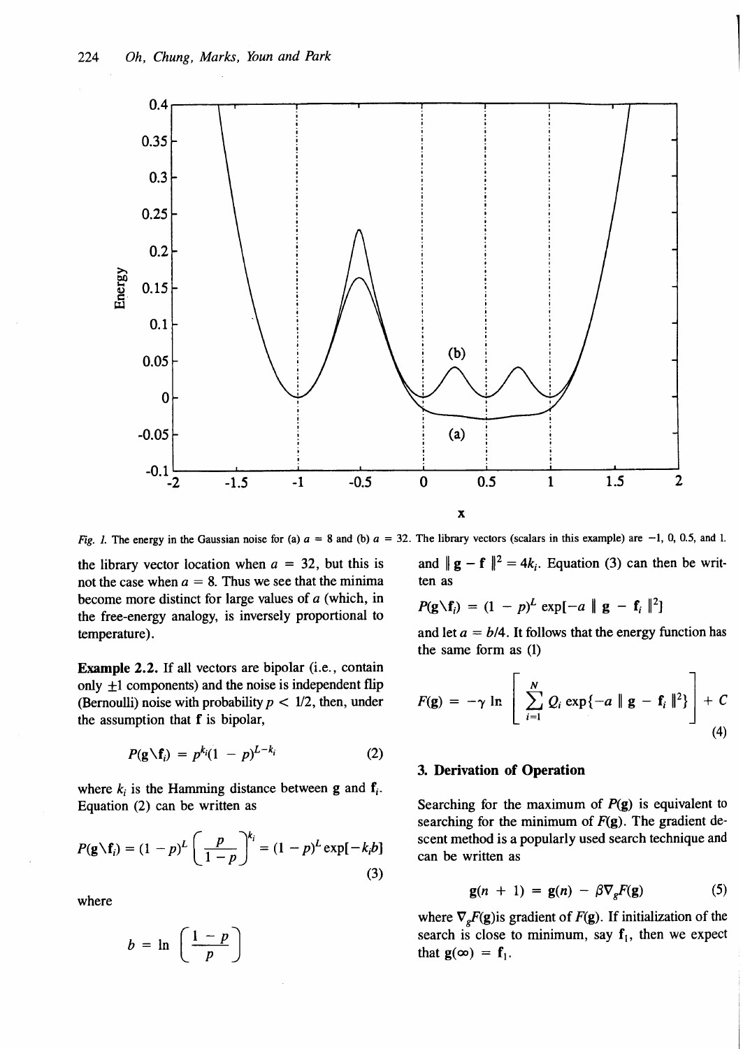Fig. 1. The energy in the Gaussian noise for (a) $a = 8$ and (b) $a = 32$. The library vectors (scalars in this example) are $-1$, 0, 0.5, and 1.

the library vector location when $a = 32$, but this is not the case when $a = 8$. Thus we see that the minima become more distinct for large values of $a$ (which, in the free-energy analogy, is inversely proportional to temperature).

**Example 2.2.** If all vectors are bipolar (i.e., contain only $\pm 1$ components) and the noise is independent flip (Bernoulli) noise with probability $p < 1/2$, then, under the assumption that $\mathbf{f}$ is bipolar,

$$P(\mathbf{g} \backslash \mathbf{f}_i) = p^{k_i}(1 - p)^{L-k_i} \tag{2}$$

where $k_i$ is the Hamming distance between $\mathbf{g}$ and $\mathbf{f}_i$. Equation (2) can be written as

$$P(\mathbf{g} \backslash \mathbf{f}_i) = (1 - p)^L \left(\frac{p}{1 - p}\right)^{k_i} = (1 - p)^L \exp[-k_i b] \tag{3}$$

where

$$b = \ln\left(\frac{1 - p}{p}\right)$$

and $\| \mathbf{g} - \mathbf{f} \|^2 = 4k_i$. Equation (3) can then be written as

$$P(\mathbf{g} \backslash \mathbf{f}_i) = (1 - p)^L \exp[-a \| \mathbf{g} - \mathbf{f}_i \|^2]$$

and let $a = b/4$. It follows that the energy function has the same form as (1)

$$F(\mathbf{g}) = -\gamma \ln \left[ \sum_{i=1}^{N} Q_i \exp\{-a \| \mathbf{g} - \mathbf{f}_i \|^2\} \right] + C \tag{4}$$

## 3. Derivation of Operation

Searching for the maximum of $P(\mathbf{g})$ is equivalent to searching for the minimum of $F(\mathbf{g})$. The gradient descent method is a popularly used search technique and can be written as

$$\mathbf{g}(n + 1) = \mathbf{g}(n) - \beta \nabla_g F(\mathbf{g}) \tag{5}$$

where $\nabla_g F(\mathbf{g})$ is gradient of $F(\mathbf{g})$. If initialization of the search is close to minimum, say $\mathbf{f}_1$, then we expect that $\mathbf{g}(\infty) = \mathbf{f}_1$.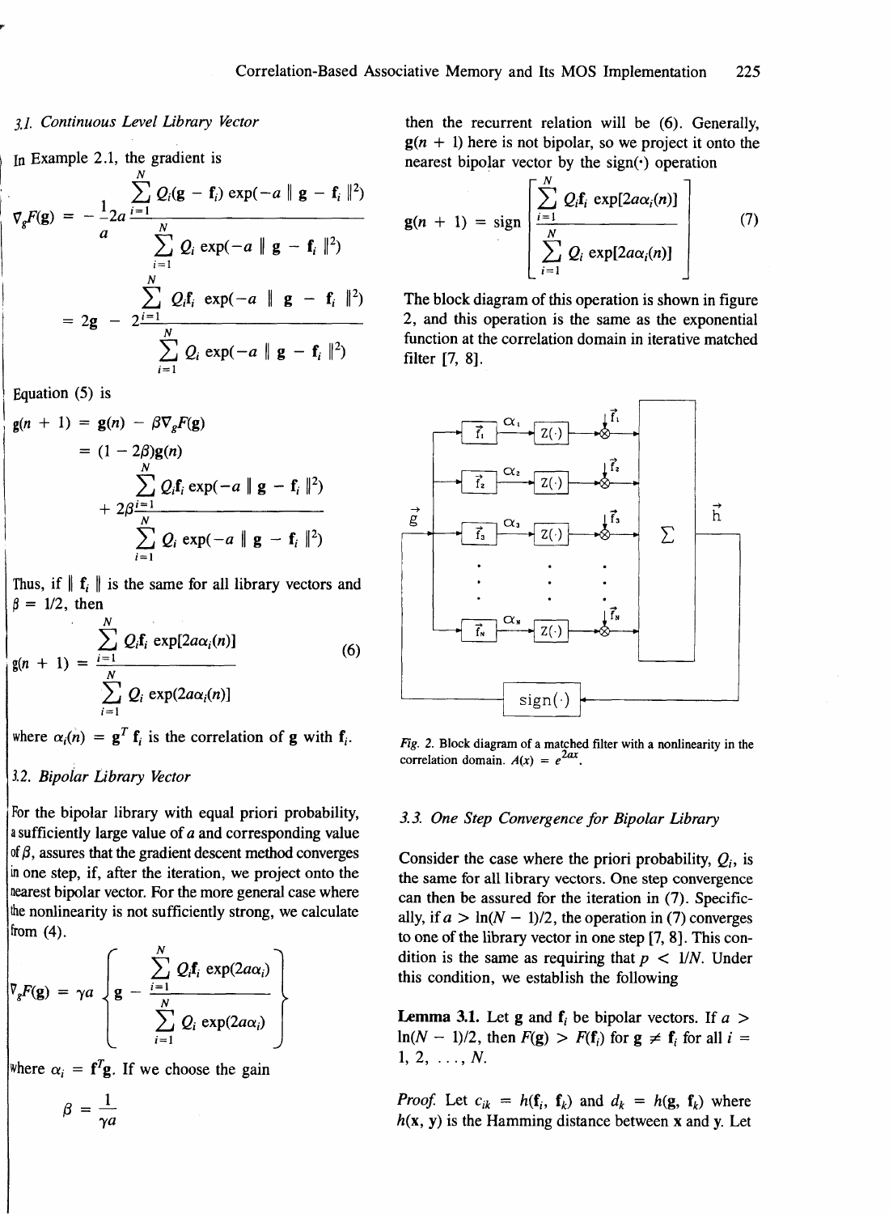### 3.1. Continuous Level Library Vector

In Example 2.1, the gradient is

$$\nabla_g F(\mathbf{g}) = -\frac{1}{a} 2a \frac{\sum_{i=1}^{N} Q_i(\mathbf{g} - \mathbf{f}_i) \exp(-a \| \mathbf{g} - \mathbf{f}_i \|^2)}{\sum_{i=1}^{N} Q_i \exp(-a \| \mathbf{g} - \mathbf{f}_i \|^2)}$$

$$= 2\mathbf{g} - 2\frac{\sum_{i=1}^{N} Q_i \mathbf{f}_i \exp(-a \| \mathbf{g} - \mathbf{f}_i \|^2)}{\sum_{i=1}^{N} Q_i \exp(-a \| \mathbf{g} - \mathbf{f}_i \|^2)}$$

Equation (5) is

$$\mathbf{g}(n+1) = \mathbf{g}(n) - \beta \nabla_g F(\mathbf{g})$$

$$= (1 - 2\beta)\mathbf{g}(n) + 2\beta \frac{\sum_{i=1}^{N} Q_i \mathbf{f}_i \exp(-a \| \mathbf{g} - \mathbf{f}_i \|^2)}{\sum_{i=1}^{N} Q_i \exp(-a \| \mathbf{g} - \mathbf{f}_i \|^2)}$$

Thus, if $\| \mathbf{f}_i \|$ is the same for all library vectors and $\beta = 1/2$, then

$$\mathbf{g}(n+1) = \frac{\sum_{i=1}^{N} Q_i \mathbf{f}_i \exp[2a\alpha_i(n)]}{\sum_{i=1}^{N} Q_i \exp(2a\alpha_i(n)]} \tag{6}$$

where $\alpha_i(n) = \mathbf{g}^T \mathbf{f}_i$ is the correlation of $\mathbf{g}$ with $\mathbf{f}_i$.

### 3.2. Bipolar Library Vector

For the bipolar library with equal priori probability, a sufficiently large value of $a$ and corresponding value of $\beta$, assures that the gradient descent method converges in one step, if, after the iteration, we project onto the nearest bipolar vector. For the more general case where the nonlinearity is not sufficiently strong, we calculate from (4).

$$\nabla_g F(\mathbf{g}) = \gamma a \left\{ \mathbf{g} - \frac{\sum_{i=1}^{N} Q_i \mathbf{f}_i \exp(2a\alpha_i)}{\sum_{i=1}^{N} Q_i \exp(2a\alpha_i)} \right\}$$

where $\alpha_i = \mathbf{f}^T \mathbf{g}$. If we choose the gain

$$\beta = \frac{1}{\gamma a}$$

then the recurrent relation will be (6). Generally, $\mathbf{g}(n+1)$ here is not bipolar, so we project it onto the nearest bipolar vector by the sign(·) operation

$$\mathbf{g}(n+1) = \text{sign}\left[ \frac{\sum_{i=1}^{N} Q_i \mathbf{f}_i \exp[2a\alpha_i(n)]}{\sum_{i=1}^{N} Q_i \exp[2a\alpha_i(n)]} \right] \tag{7}$$

The block diagram of this operation is shown in figure 2, and this operation is the same as the exponential function at the correlation domain in iterative matched filter [7, 8].

*Fig. 2.* Block diagram of a matched filter with a nonlinearity in the correlation domain. $A(x) = e^{2ax}$.

### 3.3. One Step Convergence for Bipolar Library

Consider the case where the priori probability, $Q_i$, is the same for all library vectors. One step convergence can then be assured for the iteration in (7). Specifically, if $a > \ln(N-1)/2$, the operation in (7) converges to one of the library vector in one step [7, 8]. This condition is the same as requiring that $p < 1/N$. Under this condition, we establish the following

**Lemma 3.1.** Let $\mathbf{g}$ and $\mathbf{f}_i$ be bipolar vectors. If $a > \ln(N-1)/2$, then $F(\mathbf{g}) > F(\mathbf{f}_i)$ for $\mathbf{g} \neq \mathbf{f}_i$ for all $i = 1, 2, \ldots, N$.

*Proof.* Let $c_{ik} = h(\mathbf{f}_i, \mathbf{f}_k)$ and $d_k = h(\mathbf{g}, \mathbf{f}_k)$ where $h(\mathbf{x}, \mathbf{y})$ is the Hamming distance between $\mathbf{x}$ and $\mathbf{y}$. Let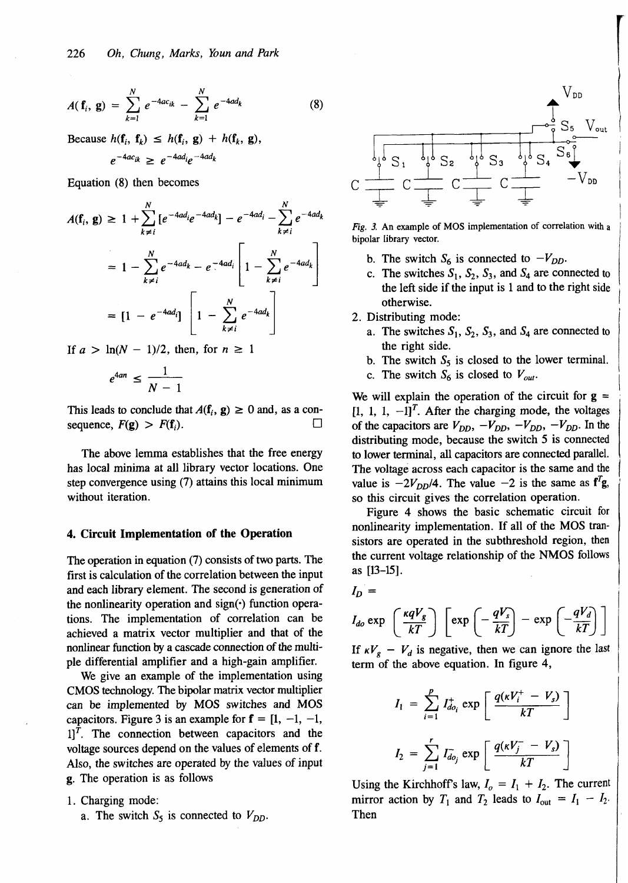$$A(\mathbf{f}_i, \mathbf{g}) = \sum_{k=1}^{N} e^{-4ac_{ik}} - \sum_{k=1}^{N} e^{-4ad_k} \qquad (8)$$

Because $h(\mathbf{f}_i, \mathbf{f}_k) \leq h(\mathbf{f}_i, \mathbf{g}) + h(\mathbf{f}_k, \mathbf{g})$,

$$e^{-4ac_{ik}} \geq e^{-4ad_i} e^{-4ad_k}$$

Equation (8) then becomes

$$A(\mathbf{f}_i, \mathbf{g}) \geq 1 + \sum_{k \neq i}^{N} [e^{-4ad_i} e^{-4ad_k}] - e^{-4ad_i} - \sum_{k \neq i}^{N} e^{-4ad_k}$$

$$= 1 - \sum_{k \neq i}^{N} e^{-4ad_k} - e^{-4ad_i} \left[ 1 - \sum_{k \neq i}^{N} e^{-4ad_k} \right]$$

$$= [1 - e^{-4ad_i}] \left[ 1 - \sum_{k \neq i}^{N} e^{-4ad_k} \right]$$

If $a > \ln(N-1)/2$, then, for $n \geq 1$

$$e^{4an} \leq \frac{1}{N-1}$$

This leads to conclude that $A(\mathbf{f}_i, \mathbf{g}) \geq 0$ and, as a consequence, $F(\mathbf{g}) > F(\mathbf{f}_i)$. □

The above lemma establishes that the free energy has local minima at all library vector locations. One step convergence using (7) attains this local minimum without iteration.

## 4. Circuit Implementation of the Operation

The operation in equation (7) consists of two parts. The first is calculation of the correlation between the input and each library element. The second is generation of the nonlinearity operation and sign(·) function operations. The implementation of correlation can be achieved a matrix vector multiplier and that of the nonlinear function by a cascade connection of the multiple differential amplifier and a high-gain amplifier.

We give an example of the implementation using CMOS technology. The bipolar matrix vector multiplier can be implemented by MOS switches and MOS capacitors. Figure 3 is an example for $\mathbf{f} = [1, -1, -1, 1]^T$. The connection between capacitors and the voltage sources depend on the values of elements of $\mathbf{f}$. Also, the switches are operated by the values of input $\mathbf{g}$. The operation is as follows

1. Charging mode:
   a. The switch $S_5$ is connected to $V_{DD}$.
   b. The switch $S_6$ is connected to $-V_{DD}$.
   c. The switches $S_1$, $S_2$, $S_3$, and $S_4$ are connected to the left side if the input is 1 and to the right side otherwise.
2. Distributing mode:
   a. The switches $S_1$, $S_2$, $S_3$, and $S_4$ are connected to the right side.
   b. The switch $S_5$ is closed to the lower terminal.
   c. The switch $S_6$ is closed to $V_{out}$.

*Fig. 3.* An example of MOS implementation of correlation with a bipolar library vector.

We will explain the operation of the circuit for $\mathbf{g} = [1, 1, 1, -1]^T$. After the charging mode, the voltages of the capacitors are $V_{DD}$, $-V_{DD}$, $-V_{DD}$, $-V_{DD}$. In the distributing mode, because the switch 5 is connected to lower terminal, all capacitors are connected parallel. The voltage across each capacitor is the same and the value is $-2V_{DD}/4$. The value $-2$ is the same as $\mathbf{f}^T\mathbf{g}$, so this circuit gives the correlation operation.

Figure 4 shows the basic schematic circuit for nonlinearity implementation. If all of the MOS transistors are operated in the subthreshold region, then the current voltage relationship of the NMOS follows as [13–15].

$$I_D = I_{do} \exp\left(\frac{\kappa q V_g}{kT}\right) \left[\exp\left(-\frac{qV_s}{kT}\right) - \exp\left(-\frac{qV_d}{kT}\right)\right]$$

If $\kappa V_g - V_d$ is negative, then we can ignore the last term of the above equation. In figure 4,

$$I_1 = \sum_{i=1}^{p} I^{+}_{do_i} \exp\left[\frac{q(\kappa V_i^{+} - V_s)}{kT}\right]$$

$$I_2 = \sum_{j=1}^{r} I^{-}_{do_j} \exp\left[\frac{q(\kappa V_j^{-} - V_s)}{kT}\right]$$

Using the Kirchhoff's law, $I_o = I_1 + I_2$. The current mirror action by $T_1$ and $T_2$ leads to $I_{out} = I_1 - I_2$. Then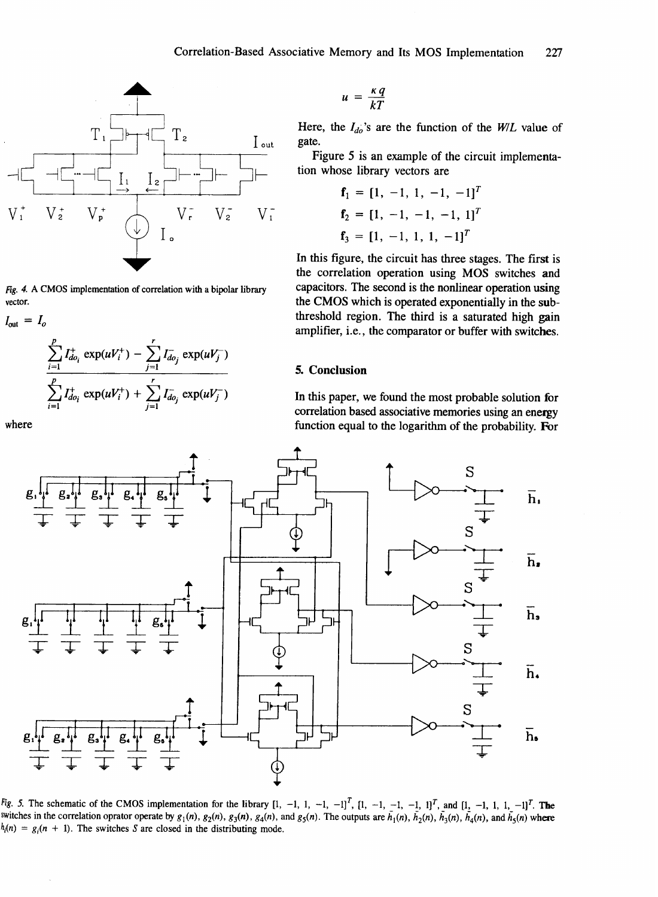Fig. 4. A CMOS implementation of correlation with a bipolar library vector.

$$I_{out} = I_o \frac{\sum_{i=1}^{p} I_{do_i}^{+} \exp(uV_i^{+}) - \sum_{j=1}^{r} I_{do_j}^{-} \exp(uV_j^{-})}{\sum_{i=1}^{p} I_{do_i}^{+} \exp(uV_i^{+}) + \sum_{j=1}^{r} I_{do_j}^{-} \exp(uV_j^{-})}$$

where

$$u = \frac{\kappa q}{kT}$$

Here, the $I_{do}$'s are the function of the $W/L$ value of gate.

Figure 5 is an example of the circuit implementation whose library vectors are

$$\mathbf{f}_1 = [1, -1, 1, -1, -1]^T$$

$$\mathbf{f}_2 = [1, -1, -1, -1, 1]^T$$

$$\mathbf{f}_3 = [1, -1, 1, 1, -1]^T$$

In this figure, the circuit has three stages. The first is the correlation operation using MOS switches and capacitors. The second is the nonlinear operation using the CMOS which is operated exponentially in the sub-threshold region. The third is a saturated high gain amplifier, i.e., the comparator or buffer with switches.

## 5. Conclusion

In this paper, we found the most probable solution for correlation based associative memories using an energy function equal to the logarithm of the probability. For

Fig. 5. The schematic of the CMOS implementation for the library $[1, -1, 1, -1, -1]^T$, $[1, -1, -1, -1, 1]^T$, and $[1, -1, 1, 1, -1]^T$. The switches in the correlation oprator operate by $g_1(n)$, $g_2(n)$, $g_3(n)$, $g_4(n)$, and $g_5(n)$. The outputs are $\bar{h}_1(n)$, $\bar{h}_2(n)$, $\bar{h}_3(n)$, $\bar{h}_4(n)$, and $\bar{h}_5(n)$ where $h_i(n) = g_i(n + 1)$. The switches $S$ are closed in the distributing mode.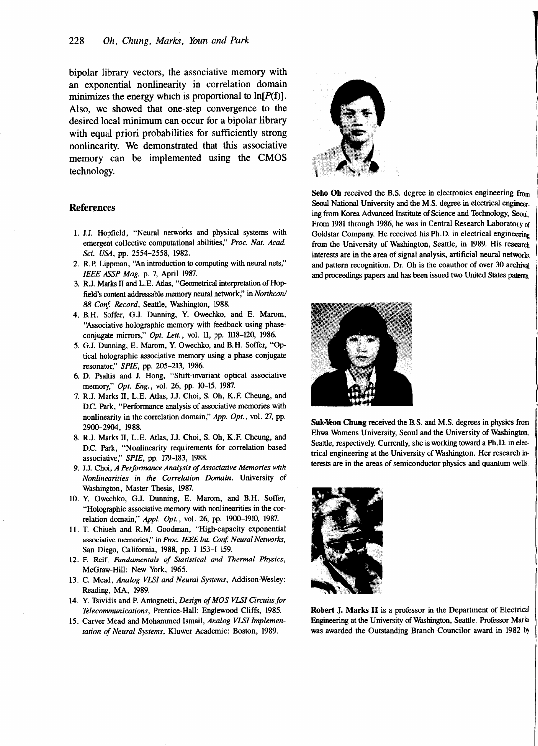bipolar library vectors, the associative memory with an exponential nonlinearity in correlation domain minimizes the energy which is proportional to $\ln[P(\mathbf{f})]$. Also, we showed that one-step convergence to the desired local minimum can occur for a bipolar library with equal priori probabilities for sufficiently strong nonlinearity. We demonstrated that this associative memory can be implemented using the CMOS technology.

## References

1. J.J. Hopfield, "Neural networks and physical systems with emergent collective computational abilities," *Proc. Nat. Acad. Sci. USA*, pp. 2554–2558, 1982.
2. R.P. Lippman, "An introduction to computing with neural nets," *IEEE ASSP Mag.* p. 7, April 1987.
3. R.J. Marks II and L.E. Atlas, "Geometrical interpretation of Hopfield's content addressable memory neural network," in *Northcon/88 Conf. Record*, Seattle, Washington, 1988.
4. B.H. Soffer, G.J. Dunning, Y. Owechko, and E. Marom, "Associative holographic memory with feedback using phase-conjugate mirrors," *Opt. Lett.*, vol. 11, pp. 118–120, 1986.
5. G.J. Dunning, E. Marom, Y. Owechko, and B.H. Soffer, "Optical holographic associative memory using a phase conjugate resonator," *SPIE*, pp. 205–213, 1986.
6. D. Psaltis and J. Hong, "Shift-invariant optical associative memory," *Opt. Eng.*, vol. 26, pp. 10–15, 1987.
7. R.J. Marks II, L.E. Atlas, J.J. Choi, S. Oh, K.F. Cheung, and D.C. Park, "Performance analysis of associative memories with nonlinearity in the correlation domain," *App. Opt.*, vol. 27, pp. 2900–2904, 1988.
8. R.J. Marks II, L.E. Atlas, J.J. Choi, S. Oh, K.F. Cheung, and D.C. Park, "Nonlinearity requirements for correlation based associative," *SPIE*, pp. 179–183, 1988.
9. J.J. Choi, *A Performance Analysis of Associative Memories with Nonlinearities in the Correlation Domain*. University of Washington, Master Thesis, 1987.
10. Y. Owechko, G.J. Dunning, E. Marom, and B.H. Soffer, "Holographic associative memory with nonlinearities in the correlation domain," *Appl. Opt.*, vol. 26, pp. 1900–1910, 1987.
11. T. Chiueh and R.M. Goodman, "High-capacity exponential associative memories," in *Proc. IEEE Int. Conf. Neural Networks*, San Diego, California, 1988, pp. I 153–I 159.
12. F. Reif, *Fundamentals of Statistical and Thermal Physics*, McGraw-Hill: New York, 1965.
13. C. Mead, *Analog VLSI and Neural Systems*, Addison-Wesley: Reading, MA, 1989.
14. Y. Tsividis and P. Antognetti, *Design of MOS VLSI Circuits for Telecommunications*, Prentice-Hall: Englewood Cliffs, 1985.
15. Carver Mead and Mohammed Ismail, *Analog VLSI Implementation of Neural Systems*, Kluwer Academic: Boston, 1989.

**Seho Oh** received the B.S. degree in electronics engineering from Seoul National University and the M.S. degree in electrical engineering from Korea Advanced Institute of Science and Technology, Seoul. From 1981 through 1986, he was in Central Research Laboratory of Goldstar Company. He received his Ph.D. in electrical engineering from the University of Washington, Seattle, in 1989. His research interests are in the area of signal analysis, artificial neural networks and pattern recognition. Dr. Oh is the coauthor of over 30 archival and proceedings papers and has been issued two United States patents.

**Suk-Yeon Chung** received the B.S. and M.S. degrees in physics from Ehwa Womens University, Seoul and the University of Washington, Seattle, respectively. Currently, she is working toward a Ph.D. in electrical engineering at the University of Washington. Her research interests are in the areas of semiconductor physics and quantum wells.

**Robert J. Marks II** is a professor in the Department of Electrical Engineering at the University of Washington, Seattle. Professor Marks was awarded the Outstanding Branch Councilor award in 1982 by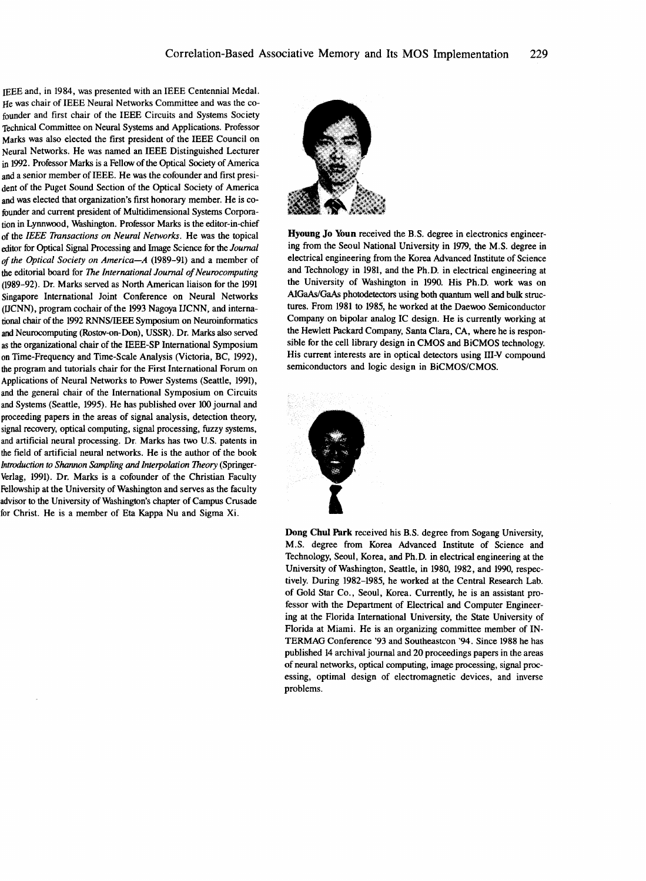IEEE and, in 1984, was presented with an IEEE Centennial Medal. He was chair of IEEE Neural Networks Committee and was the cofounder and first chair of the IEEE Circuits and Systems Society Technical Committee on Neural Systems and Applications. Professor Marks was also elected the first president of the IEEE Council on Neural Networks. He was named an IEEE Distinguished Lecturer in 1992. Professor Marks is a Fellow of the Optical Society of America and a senior member of IEEE. He was the cofounder and first president of the Puget Sound Section of the Optical Society of America and was elected that organization's first honorary member. He is cofounder and current president of Multidimensional Systems Corporation in Lynnwood, Washington. Professor Marks is the editor-in-chief of the *IEEE Transactions on Neural Networks*. He was the topical editor for Optical Signal Processing and Image Science for the *Journal of the Optical Society on America—A* (1989–91) and a member of the editorial board for *The International Journal of Neurocomputing* (1989–92). Dr. Marks served as North American liaison for the 1991 Singapore International Joint Conference on Neural Networks (IJCNN), program cochair of the 1993 Nagoya IJCNN, and international chair of the 1992 RNNS/IEEE Symposium on Neuroinformatics and Neurocomputing (Rostov-on-Don), USSR). Dr. Marks also served as the organizational chair of the IEEE-SP International Symposium on Time-Frequency and Time-Scale Analysis (Victoria, BC, 1992), the program and tutorials chair for the First International Forum on Applications of Neural Networks to Power Systems (Seattle, 1991), and the general chair of the International Symposium on Circuits and Systems (Seattle, 1995). He has published over 100 journal and proceeding papers in the areas of signal analysis, detection theory, signal recovery, optical computing, signal processing, fuzzy systems, and artificial neural processing. Dr. Marks has two U.S. patents in the field of artificial neural networks. He is the author of the book *Introduction to Shannon Sampling and Interpolation Theory* (Springer-Verlag, 1991). Dr. Marks is a cofounder of the Christian Faculty Fellowship at the University of Washington and serves as the faculty advisor to the University of Washington's chapter of Campus Crusade for Christ. He is a member of Eta Kappa Nu and Sigma Xi.

**Hyoung Jo Youn** received the B.S. degree in electronics engineering from the Seoul National University in 1979, the M.S. degree in electrical engineering from the Korea Advanced Institute of Science and Technology in 1981, and the Ph.D. in electrical engineering at the University of Washington in 1990. His Ph.D. work was on AlGaAs/GaAs photodetectors using both quantum well and bulk structures. From 1981 to 1985, he worked at the Daewoo Semiconductor Company on bipolar analog IC design. He is currently working at the Hewlett Packard Company, Santa Clara, CA, where he is responsible for the cell library design in CMOS and BiCMOS technology. His current interests are in optical detectors using III-V compound semiconductors and logic design in BiCMOS/CMOS.

**Dong Chul Park** received his B.S. degree from Sogang University, M.S. degree from Korea Advanced Institute of Science and Technology, Seoul, Korea, and Ph.D. in electrical engineering at the University of Washington, Seattle, in 1980, 1982, and 1990, respectively. During 1982–1985, he worked at the Central Research Lab. of Gold Star Co., Seoul, Korea. Currently, he is an assistant professor with the Department of Electrical and Computer Engineering at the Florida International University, the State University of Florida at Miami. He is an organizing committee member of INTERMAG Conference '93 and Southeastcon '94. Since 1988 he has published 14 archival journal and 20 proceedings papers in the areas of neural networks, optical computing, image processing, signal processing, optimal design of electromagnetic devices, and inverse problems.